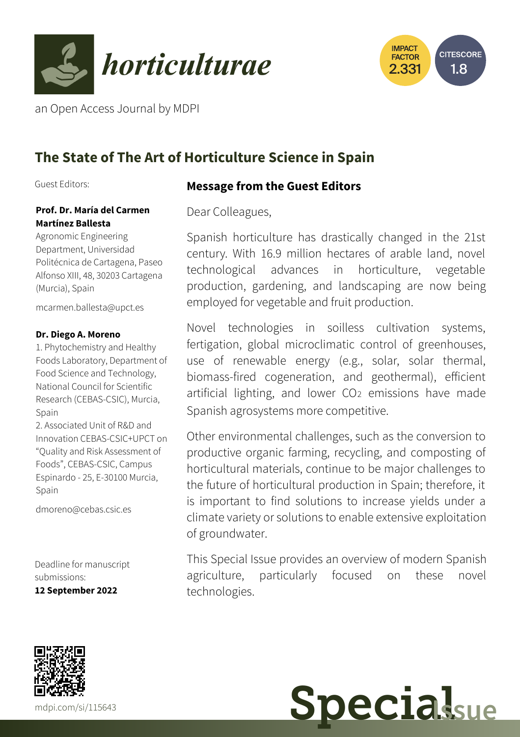horticulturae

IMPACT FACTOR 2.331

CITESCORE 1.8

an Open Access Journal by MDPI

# The State of The Art of Horticulture Science in Spain

Guest Editors:

**Prof. Dr. María del Carmen Martínez Ballesta**
Agronomic Engineering Department, Universidad Politécnica de Cartagena, Paseo Alfonso XIII, 48, 30203 Cartagena (Murcia), Spain

mcarmen.ballesta@upct.es

**Dr. Diego A. Moreno**
1. Phytochemistry and Healthy Foods Laboratory, Department of Food Science and Technology, National Council for Scientific Research (CEBAS-CSIC), Murcia, Spain
2. Associated Unit of R&D and Innovation CEBAS-CSIC+UPCT on "Quality and Risk Assessment of Foods", CEBAS-CSIC, Campus Espinardo - 25, E-30100 Murcia, Spain

dmoreno@cebas.csic.es

Deadline for manuscript submissions:
**12 September 2022**

## Message from the Guest Editors

Dear Colleagues,

Spanish horticulture has drastically changed in the 21st century. With 16.9 million hectares of arable land, novel technological advances in horticulture, vegetable production, gardening, and landscaping are now being employed for vegetable and fruit production.

Novel technologies in soilless cultivation systems, fertigation, global microclimatic control of greenhouses, use of renewable energy (e.g., solar, solar thermal, biomass-fired cogeneration, and geothermal), efficient artificial lighting, and lower $CO_2$ emissions have made Spanish agrosystems more competitive.

Other environmental challenges, such as the conversion to productive organic farming, recycling, and composting of horticultural materials, continue to be major challenges to the future of horticultural production in Spain; therefore, it is important to find solutions to increase yields under a climate variety or solutions to enable extensive exploitation of groundwater.

This Special Issue provides an overview of modern Spanish agriculture, particularly focused on these novel technologies.

mdpi.com/si/115643

Special Issue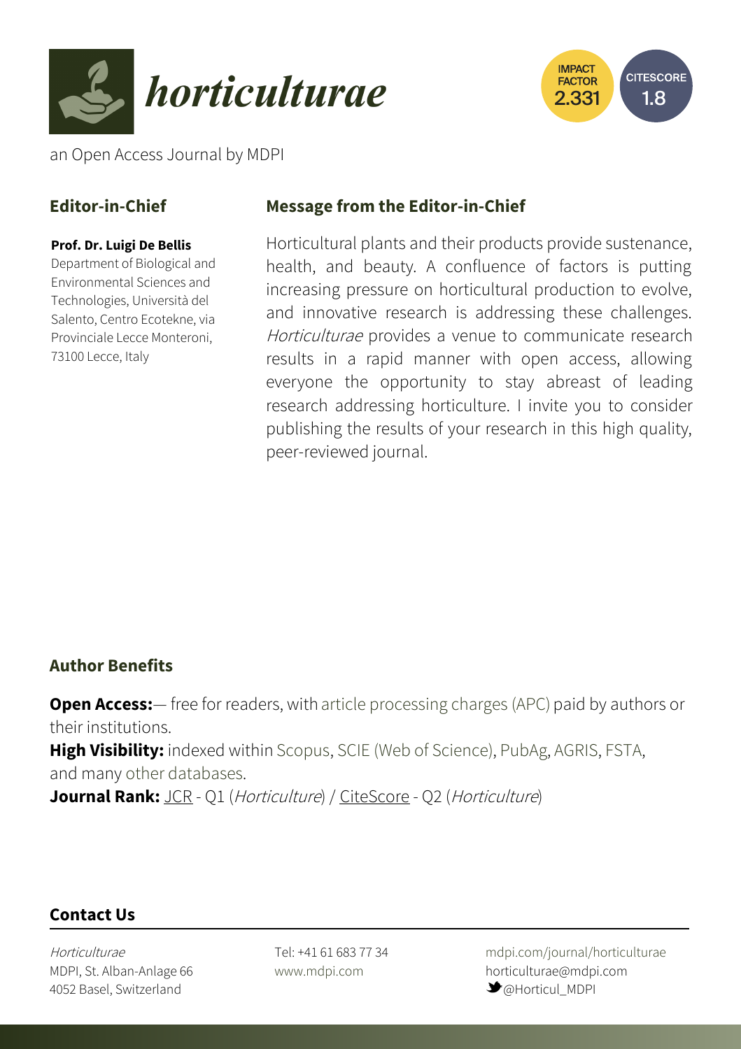# *horticulturae*

IMPACT FACTOR 2.331

CITESCORE 1.8

an Open Access Journal by MDPI

## Editor-in-Chief

**Prof. Dr. Luigi De Bellis**
Department of Biological and Environmental Sciences and Technologies, Università del Salento, Centro Ecotekne, via Provinciale Lecce Monteroni, 73100 Lecce, Italy

## Message from the Editor-in-Chief

Horticultural plants and their products provide sustenance, health, and beauty. A confluence of factors is putting increasing pressure on horticultural production to evolve, and innovative research is addressing these challenges. *Horticulturae* provides a venue to communicate research results in a rapid manner with open access, allowing everyone the opportunity to stay abreast of leading research addressing horticulture. I invite you to consider publishing the results of your research in this high quality, peer-reviewed journal.

## Author Benefits

**Open Access:**— free for readers, with article processing charges (APC) paid by authors or their institutions.
**High Visibility:** indexed within Scopus, SCIE (Web of Science), PubAg, AGRIS, FSTA, and many other databases.
**Journal Rank:** JCR - Q1 (*Horticulture*) / CiteScore - Q2 (*Horticulture*)

## Contact Us

*Horticulturae*
MDPI, St. Alban-Anlage 66
4052 Basel, Switzerland

Tel: +41 61 683 77 34
www.mdpi.com

mdpi.com/journal/horticulturae
horticulturae@mdpi.com
@Horticul_MDPI